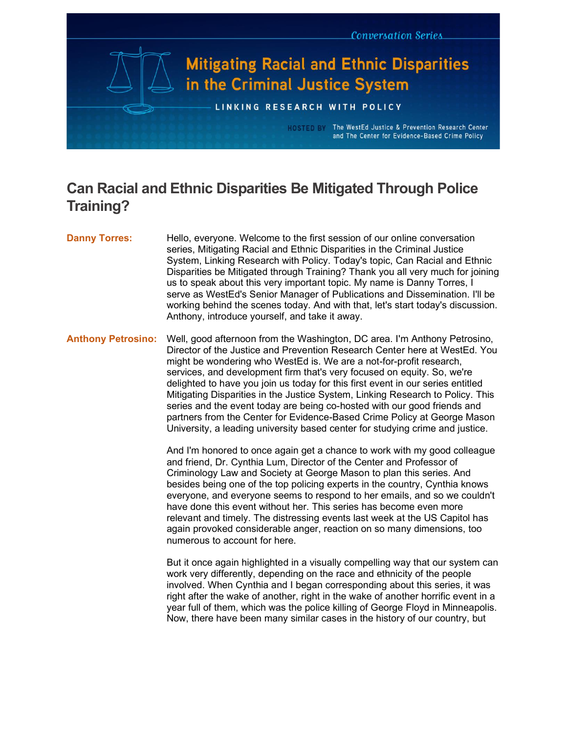Conversation Series

# Mitigating Racial and Ethnic Disparities in the Criminal Justice System

LINKING RESEARCH WITH POLICY

HOSTED BY The WestEd Justice & Prevention Research Center and The Center for Evidence-Based Crime Policy

## Can Racial and Ethnic Disparities Be Mitigated Through Police Training?

**Danny Torres:** Hello, everyone. Welcome to the first session of our online conversation series, Mitigating Racial and Ethnic Disparities in the Criminal Justice System, Linking Research with Policy. Today's topic, Can Racial and Ethnic Disparities be Mitigated through Training? Thank you all very much for joining us to speak about this very important topic. My name is Danny Torres, I serve as WestEd's Senior Manager of Publications and Dissemination. I'll be working behind the scenes today. And with that, let's start today's discussion. Anthony, introduce yourself, and take it away.

**Anthony Petrosino:** Well, good afternoon from the Washington, DC area. I'm Anthony Petrosino, Director of the Justice and Prevention Research Center here at WestEd. You might be wondering who WestEd is. We are a not-for-profit research, services, and development firm that's very focused on equity. So, we're delighted to have you join us today for this first event in our series entitled Mitigating Disparities in the Justice System, Linking Research to Policy. This series and the event today are being co-hosted with our good friends and partners from the Center for Evidence-Based Crime Policy at George Mason University, a leading university based center for studying crime and justice.

And I'm honored to once again get a chance to work with my good colleague and friend, Dr. Cynthia Lum, Director of the Center and Professor of Criminology Law and Society at George Mason to plan this series. And besides being one of the top policing experts in the country, Cynthia knows everyone, and everyone seems to respond to her emails, and so we couldn't have done this event without her. This series has become even more relevant and timely. The distressing events last week at the US Capitol has again provoked considerable anger, reaction on so many dimensions, too numerous to account for here.

But it once again highlighted in a visually compelling way that our system can work very differently, depending on the race and ethnicity of the people involved. When Cynthia and I began corresponding about this series, it was right after the wake of another, right in the wake of another horrific event in a year full of them, which was the police killing of George Floyd in Minneapolis. Now, there have been many similar cases in the history of our country, but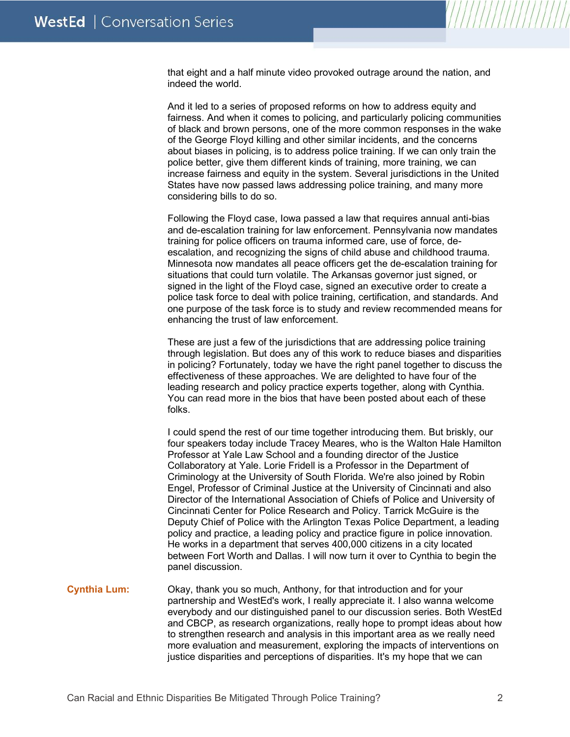that eight and a half minute video provoked outrage around the nation, and indeed the world.

And it led to a series of proposed reforms on how to address equity and fairness. And when it comes to policing, and particularly policing communities of black and brown persons, one of the more common responses in the wake of the George Floyd killing and other similar incidents, and the concerns about biases in policing, is to address police training. If we can only train the police better, give them different kinds of training, more training, we can increase fairness and equity in the system. Several jurisdictions in the United States have now passed laws addressing police training, and many more considering bills to do so.

Following the Floyd case, Iowa passed a law that requires annual anti-bias and de-escalation training for law enforcement. Pennsylvania now mandates training for police officers on trauma informed care, use of force, de-escalation, and recognizing the signs of child abuse and childhood trauma. Minnesota now mandates all peace officers get the de-escalation training for situations that could turn volatile. The Arkansas governor just signed, or signed in the light of the Floyd case, signed an executive order to create a police task force to deal with police training, certification, and standards. And one purpose of the task force is to study and review recommended means for enhancing the trust of law enforcement.

These are just a few of the jurisdictions that are addressing police training through legislation. But does any of this work to reduce biases and disparities in policing? Fortunately, today we have the right panel together to discuss the effectiveness of these approaches. We are delighted to have four of the leading research and policy practice experts together, along with Cynthia. You can read more in the bios that have been posted about each of these folks.

I could spend the rest of our time together introducing them. But briskly, our four speakers today include Tracey Meares, who is the Walton Hale Hamilton Professor at Yale Law School and a founding director of the Justice Collaboratory at Yale. Lorie Fridell is a Professor in the Department of Criminology at the University of South Florida. We're also joined by Robin Engel, Professor of Criminal Justice at the University of Cincinnati and also Director of the International Association of Chiefs of Police and University of Cincinnati Center for Police Research and Policy. Tarrick McGuire is the Deputy Chief of Police with the Arlington Texas Police Department, a leading policy and practice, a leading policy and practice figure in police innovation. He works in a department that serves 400,000 citizens in a city located between Fort Worth and Dallas. I will now turn it over to Cynthia to begin the panel discussion.

**Cynthia Lum:** Okay, thank you so much, Anthony, for that introduction and for your partnership and WestEd's work, I really appreciate it. I also wanna welcome everybody and our distinguished panel to our discussion series. Both WestEd and CBCP, as research organizations, really hope to prompt ideas about how to strengthen research and analysis in this important area as we really need more evaluation and measurement, exploring the impacts of interventions on justice disparities and perceptions of disparities. It's my hope that we can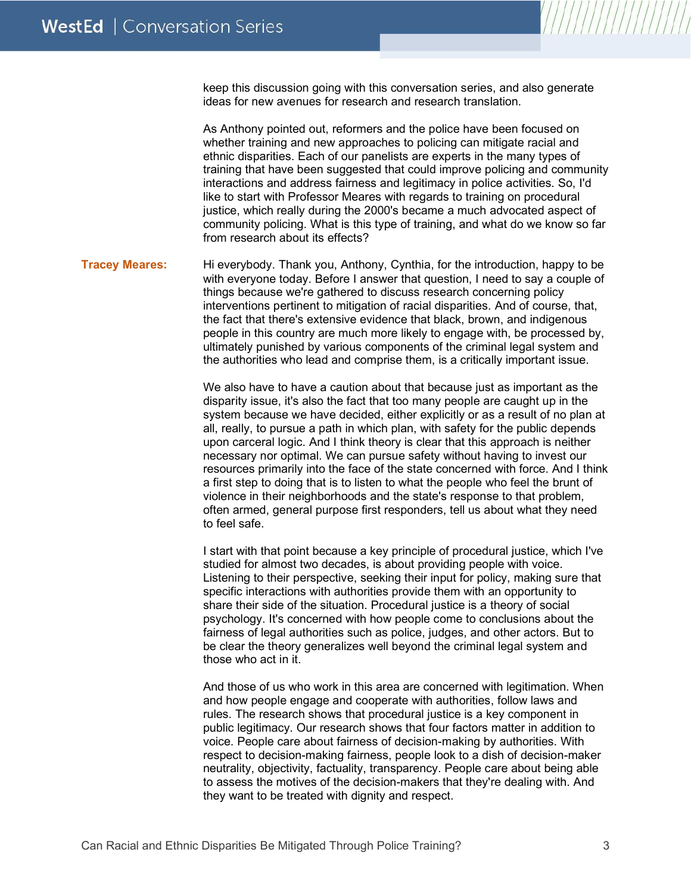keep this discussion going with this conversation series, and also generate ideas for new avenues for research and research translation.

As Anthony pointed out, reformers and the police have been focused on whether training and new approaches to policing can mitigate racial and ethnic disparities. Each of our panelists are experts in the many types of training that have been suggested that could improve policing and community interactions and address fairness and legitimacy in police activities. So, I'd like to start with Professor Meares with regards to training on procedural justice, which really during the 2000's became a much advocated aspect of community policing. What is this type of training, and what do we know so far from research about its effects?

**Tracey Meares:** Hi everybody. Thank you, Anthony, Cynthia, for the introduction, happy to be with everyone today. Before I answer that question, I need to say a couple of things because we're gathered to discuss research concerning policy interventions pertinent to mitigation of racial disparities. And of course, that, the fact that there's extensive evidence that black, brown, and indigenous people in this country are much more likely to engage with, be processed by, ultimately punished by various components of the criminal legal system and the authorities who lead and comprise them, is a critically important issue.

We also have to have a caution about that because just as important as the disparity issue, it's also the fact that too many people are caught up in the system because we have decided, either explicitly or as a result of no plan at all, really, to pursue a path in which plan, with safety for the public depends upon carceral logic. And I think theory is clear that this approach is neither necessary nor optimal. We can pursue safety without having to invest our resources primarily into the face of the state concerned with force. And I think a first step to doing that is to listen to what the people who feel the brunt of violence in their neighborhoods and the state's response to that problem, often armed, general purpose first responders, tell us about what they need to feel safe.

I start with that point because a key principle of procedural justice, which I've studied for almost two decades, is about providing people with voice. Listening to their perspective, seeking their input for policy, making sure that specific interactions with authorities provide them with an opportunity to share their side of the situation. Procedural justice is a theory of social psychology. It's concerned with how people come to conclusions about the fairness of legal authorities such as police, judges, and other actors. But to be clear the theory generalizes well beyond the criminal legal system and those who act in it.

And those of us who work in this area are concerned with legitimation. When and how people engage and cooperate with authorities, follow laws and rules. The research shows that procedural justice is a key component in public legitimacy. Our research shows that four factors matter in addition to voice. People care about fairness of decision-making by authorities. With respect to decision-making fairness, people look to a dish of decision-maker neutrality, objectivity, factuality, transparency. People care about being able to assess the motives of the decision-makers that they're dealing with. And they want to be treated with dignity and respect.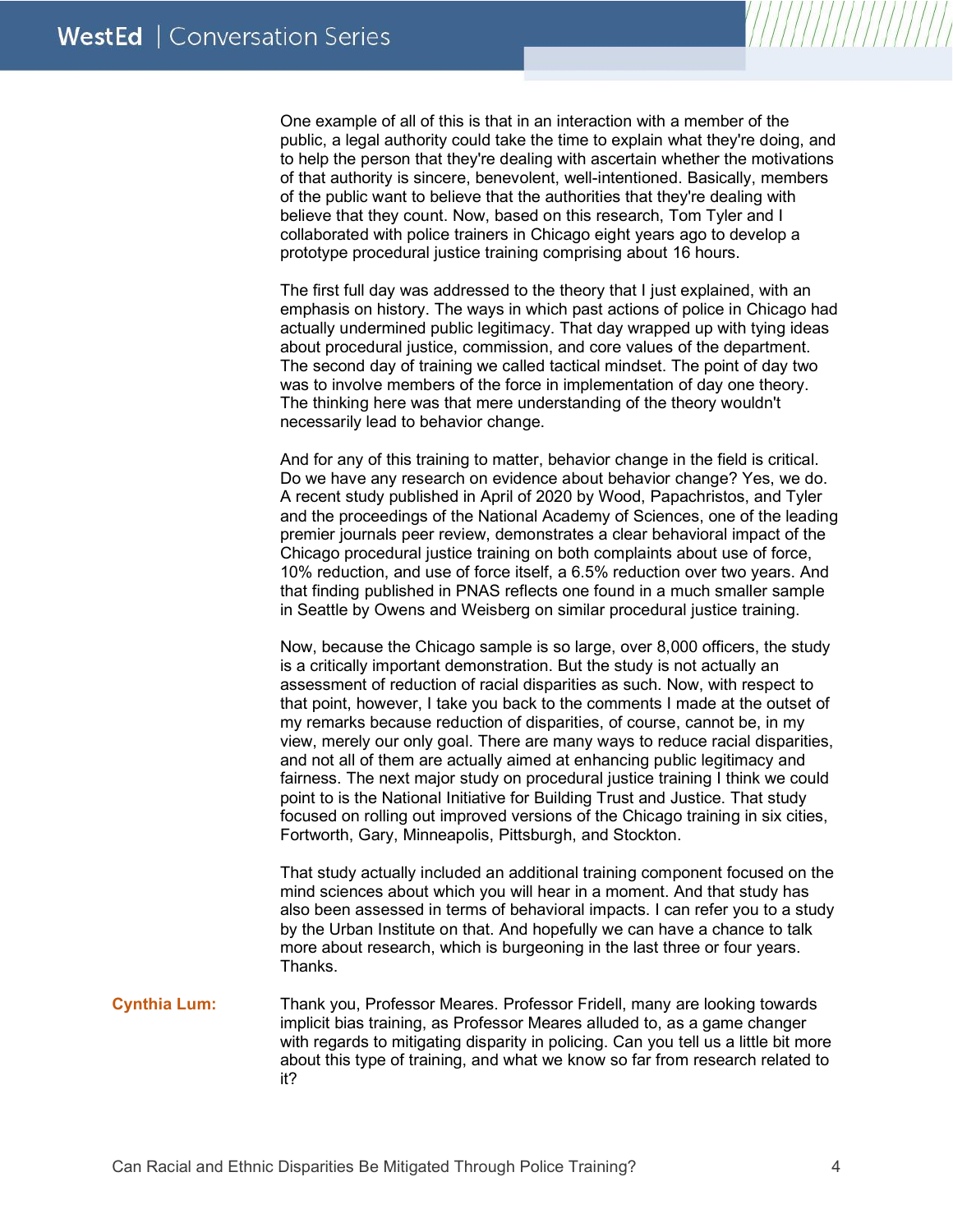One example of all of this is that in an interaction with a member of the public, a legal authority could take the time to explain what they're doing, and to help the person that they're dealing with ascertain whether the motivations of that authority is sincere, benevolent, well-intentioned. Basically, members of the public want to believe that the authorities that they're dealing with believe that they count. Now, based on this research, Tom Tyler and I collaborated with police trainers in Chicago eight years ago to develop a prototype procedural justice training comprising about 16 hours.

The first full day was addressed to the theory that I just explained, with an emphasis on history. The ways in which past actions of police in Chicago had actually undermined public legitimacy. That day wrapped up with tying ideas about procedural justice, commission, and core values of the department. The second day of training we called tactical mindset. The point of day two was to involve members of the force in implementation of day one theory. The thinking here was that mere understanding of the theory wouldn't necessarily lead to behavior change.

And for any of this training to matter, behavior change in the field is critical. Do we have any research on evidence about behavior change? Yes, we do. A recent study published in April of 2020 by Wood, Papachristos, and Tyler and the proceedings of the National Academy of Sciences, one of the leading premier journals peer review, demonstrates a clear behavioral impact of the Chicago procedural justice training on both complaints about use of force, 10% reduction, and use of force itself, a 6.5% reduction over two years. And that finding published in PNAS reflects one found in a much smaller sample in Seattle by Owens and Weisberg on similar procedural justice training.

Now, because the Chicago sample is so large, over 8,000 officers, the study is a critically important demonstration. But the study is not actually an assessment of reduction of racial disparities as such. Now, with respect to that point, however, I take you back to the comments I made at the outset of my remarks because reduction of disparities, of course, cannot be, in my view, merely our only goal. There are many ways to reduce racial disparities, and not all of them are actually aimed at enhancing public legitimacy and fairness. The next major study on procedural justice training I think we could point to is the National Initiative for Building Trust and Justice. That study focused on rolling out improved versions of the Chicago training in six cities, Fortworth, Gary, Minneapolis, Pittsburgh, and Stockton.

That study actually included an additional training component focused on the mind sciences about which you will hear in a moment. And that study has also been assessed in terms of behavioral impacts. I can refer you to a study by the Urban Institute on that. And hopefully we can have a chance to talk more about research, which is burgeoning in the last three or four years. Thanks.

**Cynthia Lum:** Thank you, Professor Meares. Professor Fridell, many are looking towards implicit bias training, as Professor Meares alluded to, as a game changer with regards to mitigating disparity in policing. Can you tell us a little bit more about this type of training, and what we know so far from research related to it?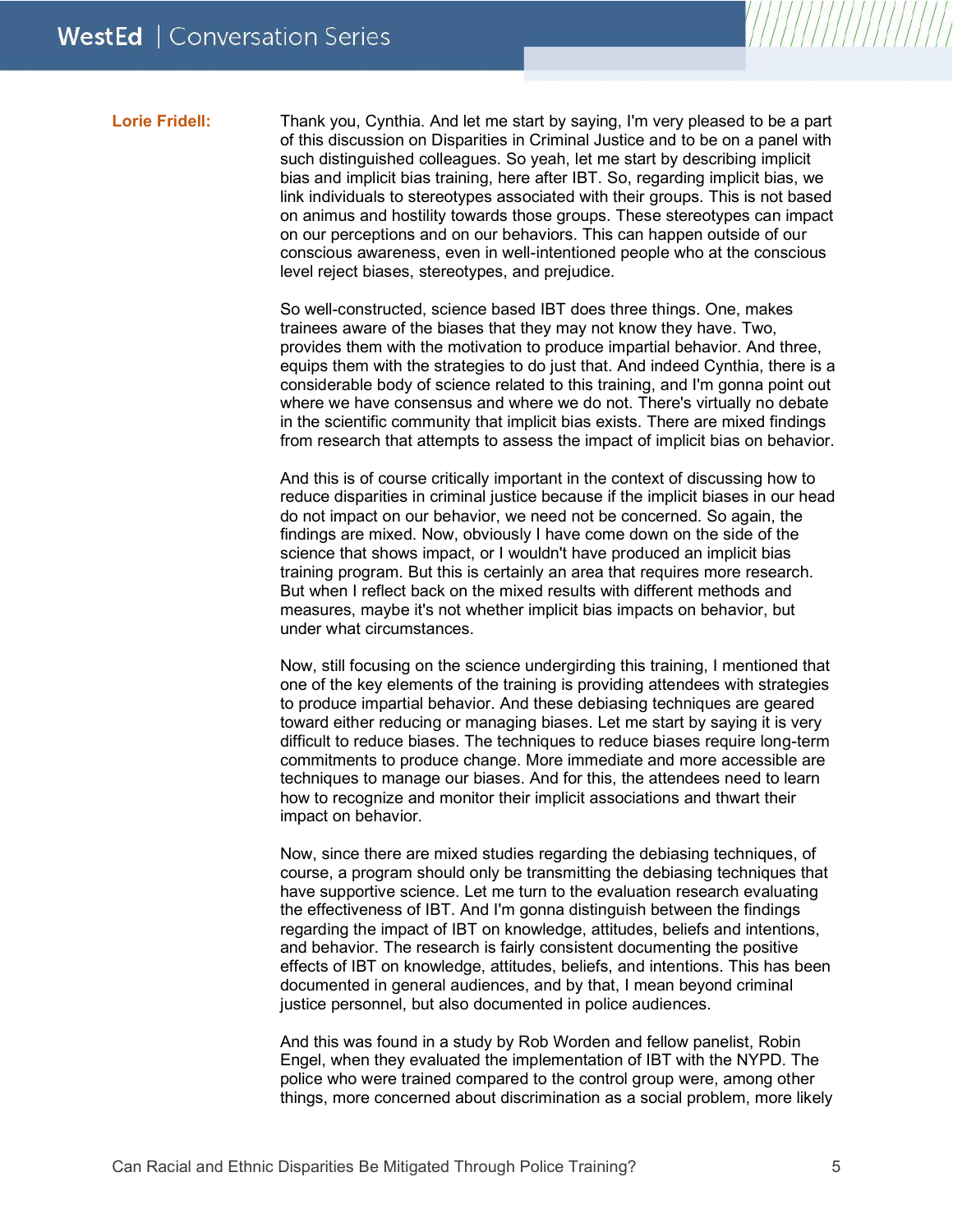**Lorie Fridell:** Thank you, Cynthia. And let me start by saying, I'm very pleased to be a part of this discussion on Disparities in Criminal Justice and to be on a panel with such distinguished colleagues. So yeah, let me start by describing implicit bias and implicit bias training, here after IBT. So, regarding implicit bias, we link individuals to stereotypes associated with their groups. This is not based on animus and hostility towards those groups. These stereotypes can impact on our perceptions and on our behaviors. This can happen outside of our conscious awareness, even in well-intentioned people who at the conscious level reject biases, stereotypes, and prejudice.

So well-constructed, science based IBT does three things. One, makes trainees aware of the biases that they may not know they have. Two, provides them with the motivation to produce impartial behavior. And three, equips them with the strategies to do just that. And indeed Cynthia, there is a considerable body of science related to this training, and I'm gonna point out where we have consensus and where we do not. There's virtually no debate in the scientific community that implicit bias exists. There are mixed findings from research that attempts to assess the impact of implicit bias on behavior.

And this is of course critically important in the context of discussing how to reduce disparities in criminal justice because if the implicit biases in our head do not impact on our behavior, we need not be concerned. So again, the findings are mixed. Now, obviously I have come down on the side of the science that shows impact, or I wouldn't have produced an implicit bias training program. But this is certainly an area that requires more research. But when I reflect back on the mixed results with different methods and measures, maybe it's not whether implicit bias impacts on behavior, but under what circumstances.

Now, still focusing on the science undergirding this training, I mentioned that one of the key elements of the training is providing attendees with strategies to produce impartial behavior. And these debiasing techniques are geared toward either reducing or managing biases. Let me start by saying it is very difficult to reduce biases. The techniques to reduce biases require long-term commitments to produce change. More immediate and more accessible are techniques to manage our biases. And for this, the attendees need to learn how to recognize and monitor their implicit associations and thwart their impact on behavior.

Now, since there are mixed studies regarding the debiasing techniques, of course, a program should only be transmitting the debiasing techniques that have supportive science. Let me turn to the evaluation research evaluating the effectiveness of IBT. And I'm gonna distinguish between the findings regarding the impact of IBT on knowledge, attitudes, beliefs and intentions, and behavior. The research is fairly consistent documenting the positive effects of IBT on knowledge, attitudes, beliefs, and intentions. This has been documented in general audiences, and by that, I mean beyond criminal justice personnel, but also documented in police audiences.

And this was found in a study by Rob Worden and fellow panelist, Robin Engel, when they evaluated the implementation of IBT with the NYPD. The police who were trained compared to the control group were, among other things, more concerned about discrimination as a social problem, more likely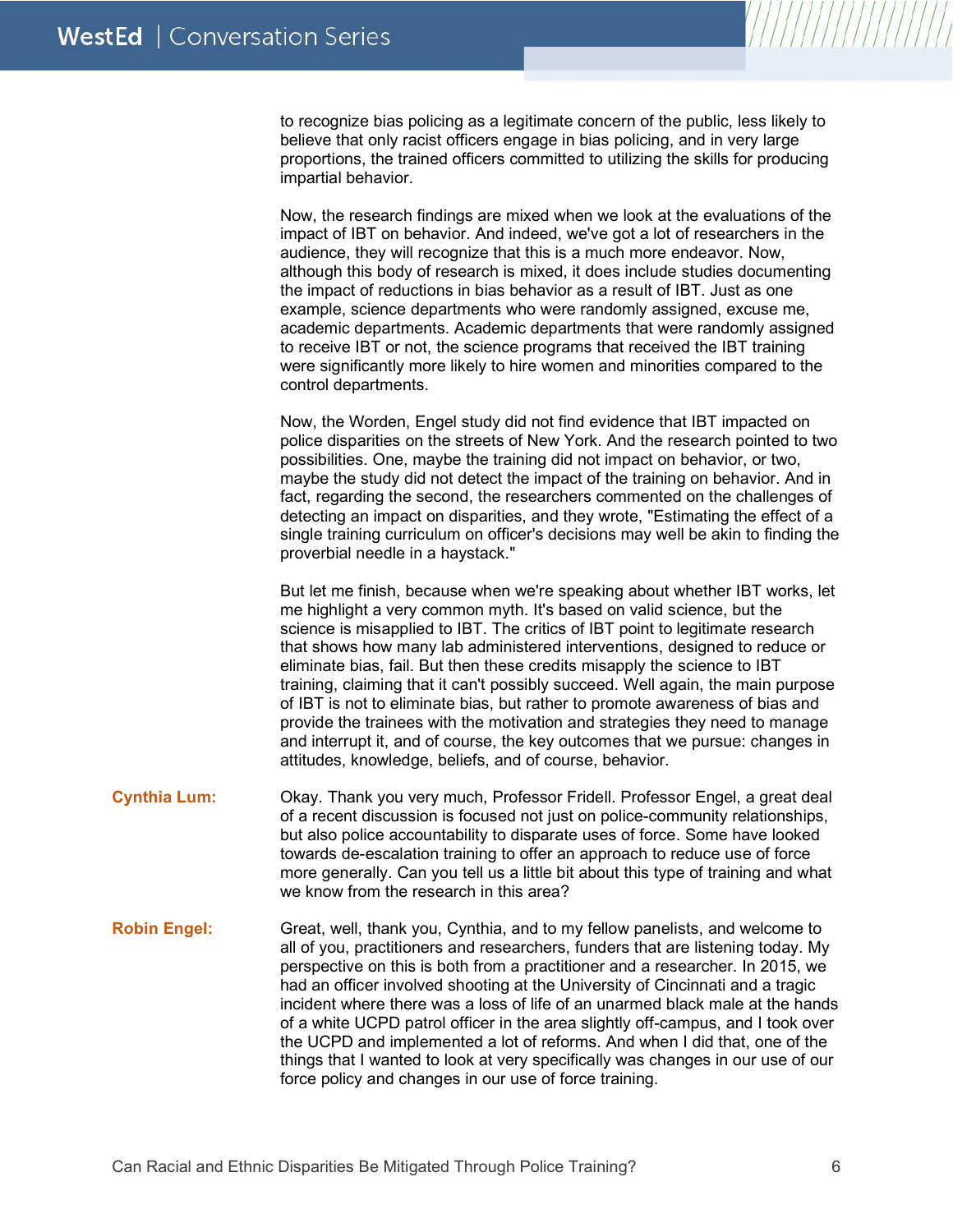to recognize bias policing as a legitimate concern of the public, less likely to believe that only racist officers engage in bias policing, and in very large proportions, the trained officers committed to utilizing the skills for producing impartial behavior.

Now, the research findings are mixed when we look at the evaluations of the impact of IBT on behavior. And indeed, we've got a lot of researchers in the audience, they will recognize that this is a much more endeavor. Now, although this body of research is mixed, it does include studies documenting the impact of reductions in bias behavior as a result of IBT. Just as one example, science departments who were randomly assigned, excuse me, academic departments. Academic departments that were randomly assigned to receive IBT or not, the science programs that received the IBT training were significantly more likely to hire women and minorities compared to the control departments.

Now, the Worden, Engel study did not find evidence that IBT impacted on police disparities on the streets of New York. And the research pointed to two possibilities. One, maybe the training did not impact on behavior, or two, maybe the study did not detect the impact of the training on behavior. And in fact, regarding the second, the researchers commented on the challenges of detecting an impact on disparities, and they wrote, "Estimating the effect of a single training curriculum on officer's decisions may well be akin to finding the proverbial needle in a haystack."

But let me finish, because when we're speaking about whether IBT works, let me highlight a very common myth. It's based on valid science, but the science is misapplied to IBT. The critics of IBT point to legitimate research that shows how many lab administered interventions, designed to reduce or eliminate bias, fail. But then these credits misapply the science to IBT training, claiming that it can't possibly succeed. Well again, the main purpose of IBT is not to eliminate bias, but rather to promote awareness of bias and provide the trainees with the motivation and strategies they need to manage and interrupt it, and of course, the key outcomes that we pursue: changes in attitudes, knowledge, beliefs, and of course, behavior.

**Cynthia Lum:** Okay. Thank you very much, Professor Fridell. Professor Engel, a great deal of a recent discussion is focused not just on police-community relationships, but also police accountability to disparate uses of force. Some have looked towards de-escalation training to offer an approach to reduce use of force more generally. Can you tell us a little bit about this type of training and what we know from the research in this area?

**Robin Engel:** Great, well, thank you, Cynthia, and to my fellow panelists, and welcome to all of you, practitioners and researchers, funders that are listening today. My perspective on this is both from a practitioner and a researcher. In 2015, we had an officer involved shooting at the University of Cincinnati and a tragic incident where there was a loss of life of an unarmed black male at the hands of a white UCPD patrol officer in the area slightly off-campus, and I took over the UCPD and implemented a lot of reforms. And when I did that, one of the things that I wanted to look at very specifically was changes in our use of our force policy and changes in our use of force training.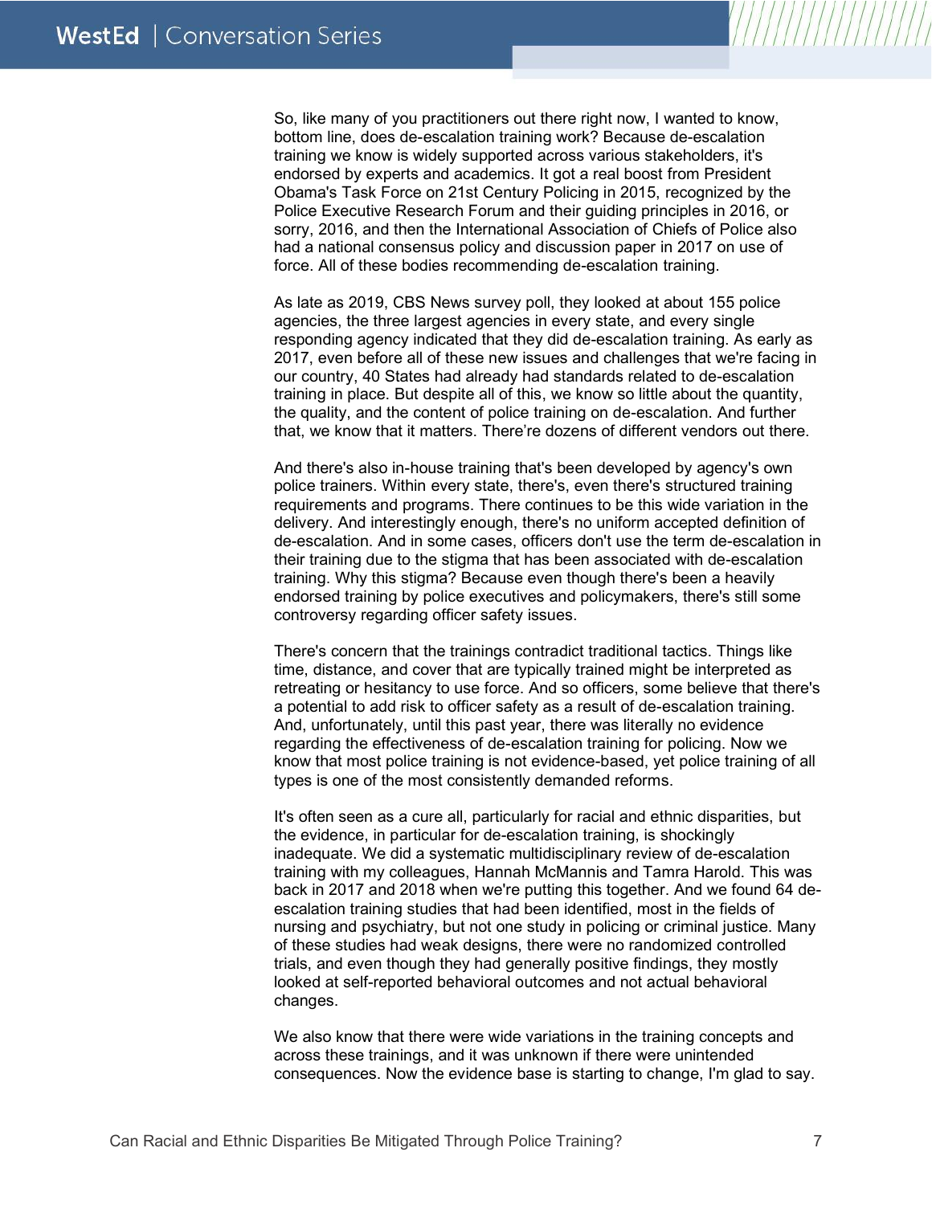So, like many of you practitioners out there right now, I wanted to know, bottom line, does de-escalation training work? Because de-escalation training we know is widely supported across various stakeholders, it's endorsed by experts and academics. It got a real boost from President Obama's Task Force on 21st Century Policing in 2015, recognized by the Police Executive Research Forum and their guiding principles in 2016, or sorry, 2016, and then the International Association of Chiefs of Police also had a national consensus policy and discussion paper in 2017 on use of force. All of these bodies recommending de-escalation training.

As late as 2019, CBS News survey poll, they looked at about 155 police agencies, the three largest agencies in every state, and every single responding agency indicated that they did de-escalation training. As early as 2017, even before all of these new issues and challenges that we're facing in our country, 40 States had already had standards related to de-escalation training in place. But despite all of this, we know so little about the quantity, the quality, and the content of police training on de-escalation. And further that, we know that it matters. There're dozens of different vendors out there.

And there's also in-house training that's been developed by agency's own police trainers. Within every state, there's, even there's structured training requirements and programs. There continues to be this wide variation in the delivery. And interestingly enough, there's no uniform accepted definition of de-escalation. And in some cases, officers don't use the term de-escalation in their training due to the stigma that has been associated with de-escalation training. Why this stigma? Because even though there's been a heavily endorsed training by police executives and policymakers, there's still some controversy regarding officer safety issues.

There's concern that the trainings contradict traditional tactics. Things like time, distance, and cover that are typically trained might be interpreted as retreating or hesitancy to use force. And so officers, some believe that there's a potential to add risk to officer safety as a result of de-escalation training. And, unfortunately, until this past year, there was literally no evidence regarding the effectiveness of de-escalation training for policing. Now we know that most police training is not evidence-based, yet police training of all types is one of the most consistently demanded reforms.

It's often seen as a cure all, particularly for racial and ethnic disparities, but the evidence, in particular for de-escalation training, is shockingly inadequate. We did a systematic multidisciplinary review of de-escalation training with my colleagues, Hannah McMannis and Tamra Harold. This was back in 2017 and 2018 when we're putting this together. And we found 64 de-escalation training studies that had been identified, most in the fields of nursing and psychiatry, but not one study in policing or criminal justice. Many of these studies had weak designs, there were no randomized controlled trials, and even though they had generally positive findings, they mostly looked at self-reported behavioral outcomes and not actual behavioral changes.

We also know that there were wide variations in the training concepts and across these trainings, and it was unknown if there were unintended consequences. Now the evidence base is starting to change, I'm glad to say.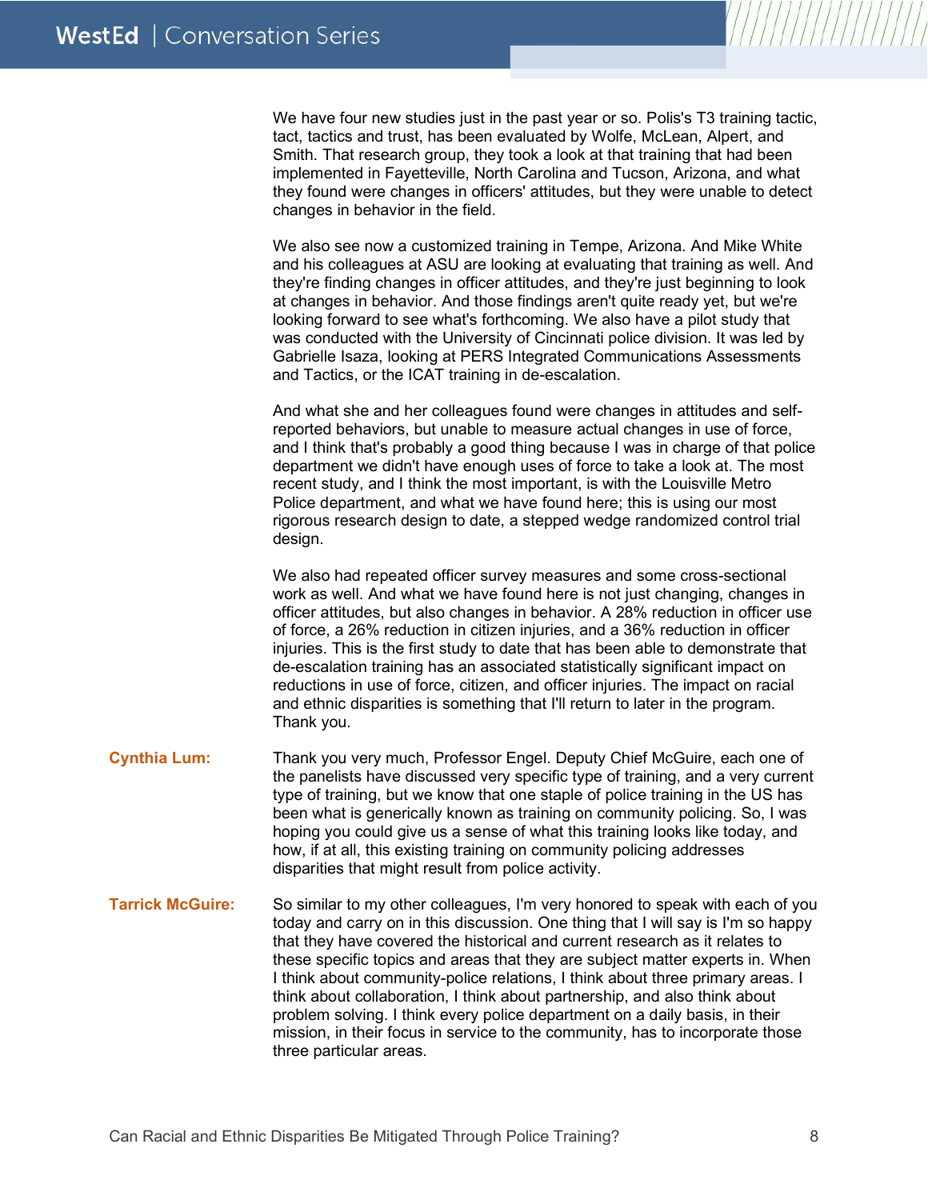We have four new studies just in the past year or so. Polis's T3 training tactic, tact, tactics and trust, has been evaluated by Wolfe, McLean, Alpert, and Smith. That research group, they took a look at that training that had been implemented in Fayetteville, North Carolina and Tucson, Arizona, and what they found were changes in officers' attitudes, but they were unable to detect changes in behavior in the field.

We also see now a customized training in Tempe, Arizona. And Mike White and his colleagues at ASU are looking at evaluating that training as well. And they're finding changes in officer attitudes, and they're just beginning to look at changes in behavior. And those findings aren't quite ready yet, but we're looking forward to see what's forthcoming. We also have a pilot study that was conducted with the University of Cincinnati police division. It was led by Gabrielle Isaza, looking at PERS Integrated Communications Assessments and Tactics, or the ICAT training in de-escalation.

And what she and her colleagues found were changes in attitudes and self-reported behaviors, but unable to measure actual changes in use of force, and I think that's probably a good thing because I was in charge of that police department we didn't have enough uses of force to take a look at. The most recent study, and I think the most important, is with the Louisville Metro Police department, and what we have found here; this is using our most rigorous research design to date, a stepped wedge randomized control trial design.

We also had repeated officer survey measures and some cross-sectional work as well. And what we have found here is not just changing, changes in officer attitudes, but also changes in behavior. A 28% reduction in officer use of force, a 26% reduction in citizen injuries, and a 36% reduction in officer injuries. This is the first study to date that has been able to demonstrate that de-escalation training has an associated statistically significant impact on reductions in use of force, citizen, and officer injuries. The impact on racial and ethnic disparities is something that I'll return to later in the program. Thank you.

**Cynthia Lum:** Thank you very much, Professor Engel. Deputy Chief McGuire, each one of the panelists have discussed very specific type of training, and a very current type of training, but we know that one staple of police training in the US has been what is generically known as training on community policing. So, I was hoping you could give us a sense of what this training looks like today, and how, if at all, this existing training on community policing addresses disparities that might result from police activity.

**Tarrick McGuire:** So similar to my other colleagues, I'm very honored to speak with each of you today and carry on in this discussion. One thing that I will say is I'm so happy that they have covered the historical and current research as it relates to these specific topics and areas that they are subject matter experts in. When I think about community-police relations, I think about three primary areas. I think about collaboration, I think about partnership, and also think about problem solving. I think every police department on a daily basis, in their mission, in their focus in service to the community, has to incorporate those three particular areas.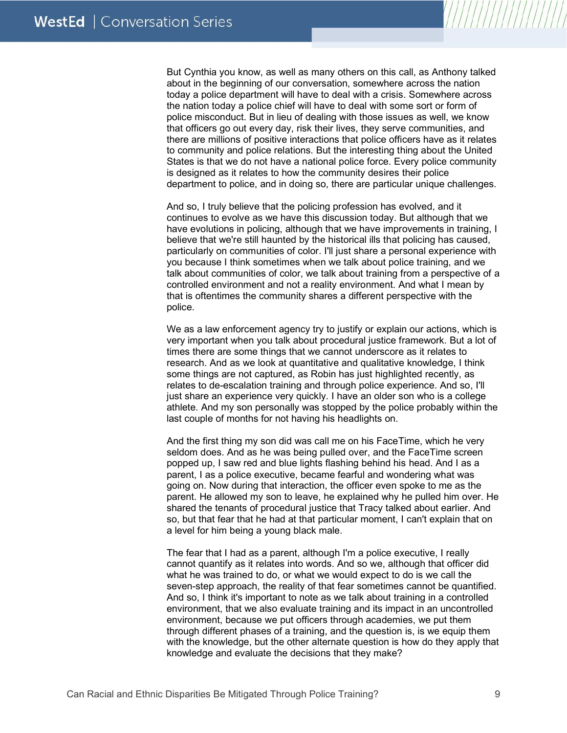But Cynthia you know, as well as many others on this call, as Anthony talked about in the beginning of our conversation, somewhere across the nation today a police department will have to deal with a crisis. Somewhere across the nation today a police chief will have to deal with some sort or form of police misconduct. But in lieu of dealing with those issues as well, we know that officers go out every day, risk their lives, they serve communities, and there are millions of positive interactions that police officers have as it relates to community and police relations. But the interesting thing about the United States is that we do not have a national police force. Every police community is designed as it relates to how the community desires their police department to police, and in doing so, there are particular unique challenges.

And so, I truly believe that the policing profession has evolved, and it continues to evolve as we have this discussion today. But although that we have evolutions in policing, although that we have improvements in training, I believe that we're still haunted by the historical ills that policing has caused, particularly on communities of color. I'll just share a personal experience with you because I think sometimes when we talk about police training, and we talk about communities of color, we talk about training from a perspective of a controlled environment and not a reality environment. And what I mean by that is oftentimes the community shares a different perspective with the police.

We as a law enforcement agency try to justify or explain our actions, which is very important when you talk about procedural justice framework. But a lot of times there are some things that we cannot underscore as it relates to research. And as we look at quantitative and qualitative knowledge, I think some things are not captured, as Robin has just highlighted recently, as relates to de-escalation training and through police experience. And so, I'll just share an experience very quickly. I have an older son who is a college athlete. And my son personally was stopped by the police probably within the last couple of months for not having his headlights on.

And the first thing my son did was call me on his FaceTime, which he very seldom does. And as he was being pulled over, and the FaceTime screen popped up, I saw red and blue lights flashing behind his head. And I as a parent, I as a police executive, became fearful and wondering what was going on. Now during that interaction, the officer even spoke to me as the parent. He allowed my son to leave, he explained why he pulled him over. He shared the tenants of procedural justice that Tracy talked about earlier. And so, but that fear that he had at that particular moment, I can't explain that on a level for him being a young black male.

The fear that I had as a parent, although I'm a police executive, I really cannot quantify as it relates into words. And so we, although that officer did what he was trained to do, or what we would expect to do is we call the seven-step approach, the reality of that fear sometimes cannot be quantified. And so, I think it's important to note as we talk about training in a controlled environment, that we also evaluate training and its impact in an uncontrolled environment, because we put officers through academies, we put them through different phases of a training, and the question is, is we equip them with the knowledge, but the other alternate question is how do they apply that knowledge and evaluate the decisions that they make?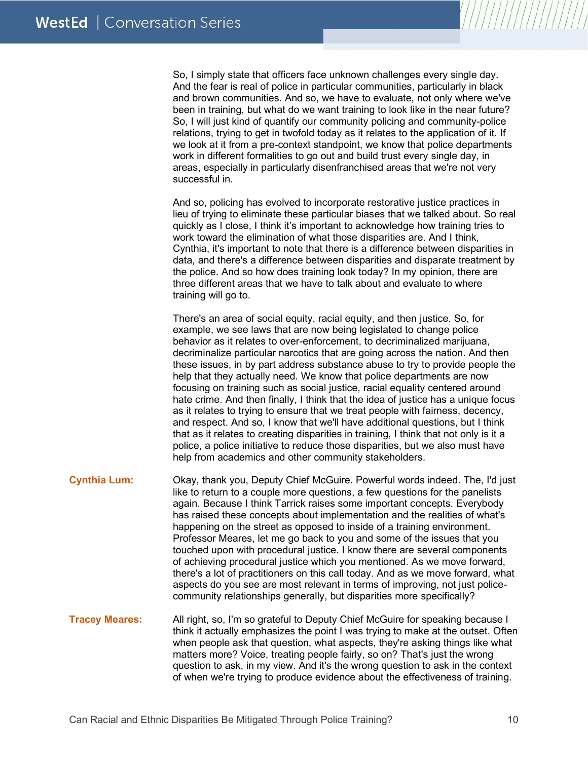So, I simply state that officers face unknown challenges every single day. And the fear is real of police in particular communities, particularly in black and brown communities. And so, we have to evaluate, not only where we've been in training, but what do we want training to look like in the near future? So, I will just kind of quantify our community policing and community-police relations, trying to get in twofold today as it relates to the application of it. If we look at it from a pre-context standpoint, we know that police departments work in different formalities to go out and build trust every single day, in areas, especially in particularly disenfranchised areas that we're not very successful in.

And so, policing has evolved to incorporate restorative justice practices in lieu of trying to eliminate these particular biases that we talked about. So real quickly as I close, I think it's important to acknowledge how training tries to work toward the elimination of what those disparities are. And I think, Cynthia, it's important to note that there is a difference between disparities in data, and there's a difference between disparities and disparate treatment by the police. And so how does training look today? In my opinion, there are three different areas that we have to talk about and evaluate to where training will go to.

There's an area of social equity, racial equity, and then justice. So, for example, we see laws that are now being legislated to change police behavior as it relates to over-enforcement, to decriminalized marijuana, decriminalize particular narcotics that are going across the nation. And then these issues, in by part address substance abuse to try to provide people the help that they actually need. We know that police departments are now focusing on training such as social justice, racial equality centered around hate crime. And then finally, I think that the idea of justice has a unique focus as it relates to trying to ensure that we treat people with fairness, decency, and respect. And so, I know that we'll have additional questions, but I think that as it relates to creating disparities in training, I think that not only is it a police, a police initiative to reduce those disparities, but we also must have help from academics and other community stakeholders.

**Cynthia Lum:** Okay, thank you, Deputy Chief McGuire. Powerful words indeed. The, I'd just like to return to a couple more questions, a few questions for the panelists again. Because I think Tarrick raises some important concepts. Everybody has raised these concepts about implementation and the realities of what's happening on the street as opposed to inside of a training environment. Professor Meares, let me go back to you and some of the issues that you touched upon with procedural justice. I know there are several components of achieving procedural justice which you mentioned. As we move forward, there's a lot of practitioners on this call today. And as we move forward, what aspects do you see are most relevant in terms of improving, not just police-community relationships generally, but disparities more specifically?

**Tracey Meares:** All right, so, I'm so grateful to Deputy Chief McGuire for speaking because I think it actually emphasizes the point I was trying to make at the outset. Often when people ask that question, what aspects, they're asking things like what matters more? Voice, treating people fairly, so on? That's just the wrong question to ask, in my view. And it's the wrong question to ask in the context of when we're trying to produce evidence about the effectiveness of training.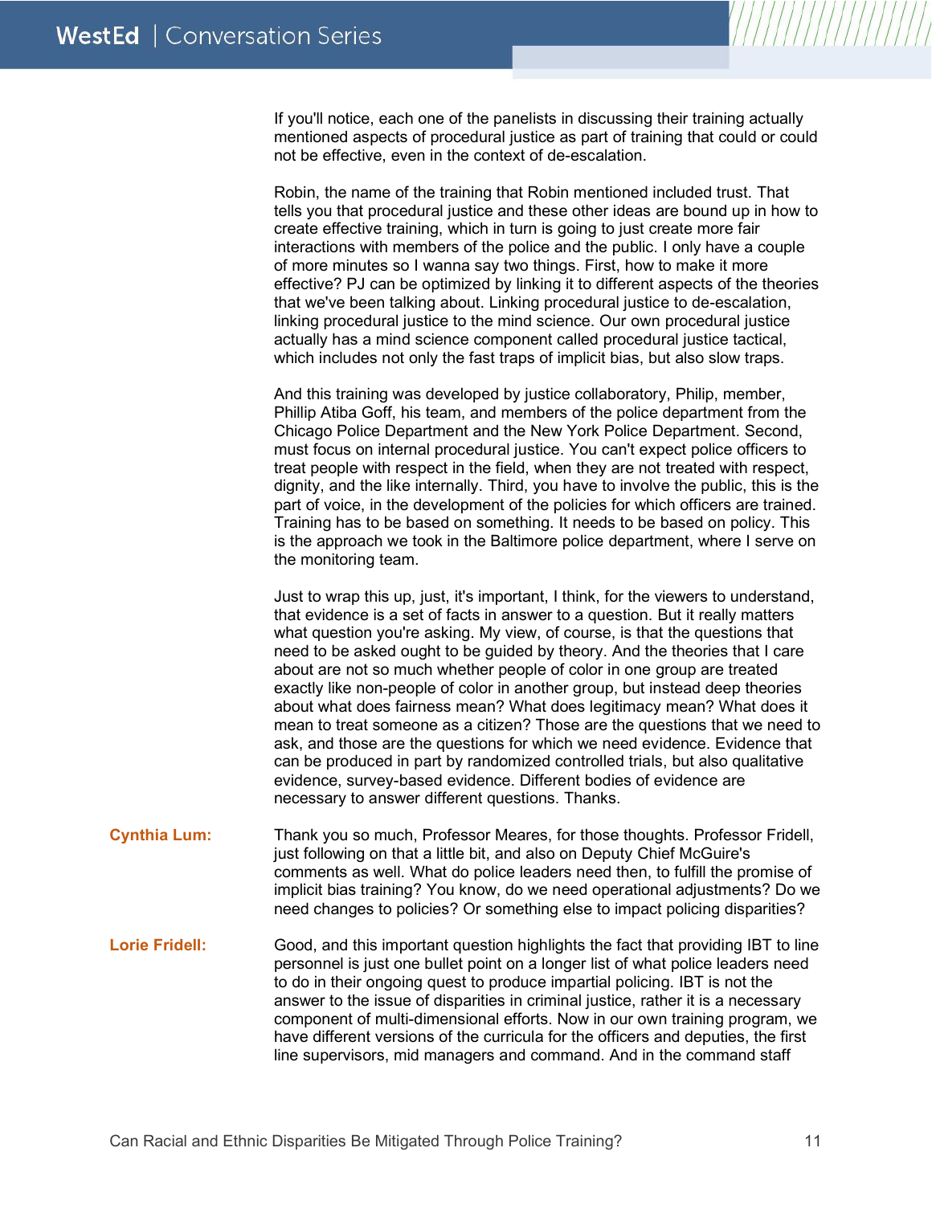If you'll notice, each one of the panelists in discussing their training actually mentioned aspects of procedural justice as part of training that could or could not be effective, even in the context of de-escalation.

Robin, the name of the training that Robin mentioned included trust. That tells you that procedural justice and these other ideas are bound up in how to create effective training, which in turn is going to just create more fair interactions with members of the police and the public. I only have a couple of more minutes so I wanna say two things. First, how to make it more effective? PJ can be optimized by linking it to different aspects of the theories that we've been talking about. Linking procedural justice to de-escalation, linking procedural justice to the mind science. Our own procedural justice actually has a mind science component called procedural justice tactical, which includes not only the fast traps of implicit bias, but also slow traps.

And this training was developed by justice collaboratory, Philip, member, Phillip Atiba Goff, his team, and members of the police department from the Chicago Police Department and the New York Police Department. Second, must focus on internal procedural justice. You can't expect police officers to treat people with respect in the field, when they are not treated with respect, dignity, and the like internally. Third, you have to involve the public, this is the part of voice, in the development of the policies for which officers are trained. Training has to be based on something. It needs to be based on policy. This is the approach we took in the Baltimore police department, where I serve on the monitoring team.

Just to wrap this up, just, it's important, I think, for the viewers to understand, that evidence is a set of facts in answer to a question. But it really matters what question you're asking. My view, of course, is that the questions that need to be asked ought to be guided by theory. And the theories that I care about are not so much whether people of color in one group are treated exactly like non-people of color in another group, but instead deep theories about what does fairness mean? What does legitimacy mean? What does it mean to treat someone as a citizen? Those are the questions that we need to ask, and those are the questions for which we need evidence. Evidence that can be produced in part by randomized controlled trials, but also qualitative evidence, survey-based evidence. Different bodies of evidence are necessary to answer different questions. Thanks.

**Cynthia Lum:** Thank you so much, Professor Meares, for those thoughts. Professor Fridell, just following on that a little bit, and also on Deputy Chief McGuire's comments as well. What do police leaders need then, to fulfill the promise of implicit bias training? You know, do we need operational adjustments? Do we need changes to policies? Or something else to impact policing disparities?

**Lorie Fridell:** Good, and this important question highlights the fact that providing IBT to line personnel is just one bullet point on a longer list of what police leaders need to do in their ongoing quest to produce impartial policing. IBT is not the answer to the issue of disparities in criminal justice, rather it is a necessary component of multi-dimensional efforts. Now in our own training program, we have different versions of the curricula for the officers and deputies, the first line supervisors, mid managers and command. And in the command staff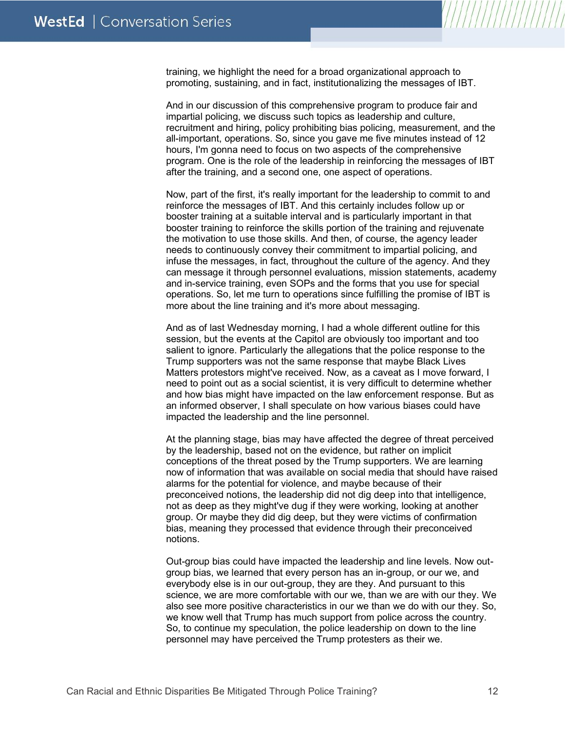training, we highlight the need for a broad organizational approach to promoting, sustaining, and in fact, institutionalizing the messages of IBT.

And in our discussion of this comprehensive program to produce fair and impartial policing, we discuss such topics as leadership and culture, recruitment and hiring, policy prohibiting bias policing, measurement, and the all-important, operations. So, since you gave me five minutes instead of 12 hours, I'm gonna need to focus on two aspects of the comprehensive program. One is the role of the leadership in reinforcing the messages of IBT after the training, and a second one, one aspect of operations.

Now, part of the first, it's really important for the leadership to commit to and reinforce the messages of IBT. And this certainly includes follow up or booster training at a suitable interval and is particularly important in that booster training to reinforce the skills portion of the training and rejuvenate the motivation to use those skills. And then, of course, the agency leader needs to continuously convey their commitment to impartial policing, and infuse the messages, in fact, throughout the culture of the agency. And they can message it through personnel evaluations, mission statements, academy and in-service training, even SOPs and the forms that you use for special operations. So, let me turn to operations since fulfilling the promise of IBT is more about the line training and it's more about messaging.

And as of last Wednesday morning, I had a whole different outline for this session, but the events at the Capitol are obviously too important and too salient to ignore. Particularly the allegations that the police response to the Trump supporters was not the same response that maybe Black Lives Matters protestors might've received. Now, as a caveat as I move forward, I need to point out as a social scientist, it is very difficult to determine whether and how bias might have impacted on the law enforcement response. But as an informed observer, I shall speculate on how various biases could have impacted the leadership and the line personnel.

At the planning stage, bias may have affected the degree of threat perceived by the leadership, based not on the evidence, but rather on implicit conceptions of the threat posed by the Trump supporters. We are learning now of information that was available on social media that should have raised alarms for the potential for violence, and maybe because of their preconceived notions, the leadership did not dig deep into that intelligence, not as deep as they might've dug if they were working, looking at another group. Or maybe they did dig deep, but they were victims of confirmation bias, meaning they processed that evidence through their preconceived notions.

Out-group bias could have impacted the leadership and line levels. Now out-group bias, we learned that every person has an in-group, or our we, and everybody else is in our out-group, they are they. And pursuant to this science, we are more comfortable with our we, than we are with our they. We also see more positive characteristics in our we than we do with our they. So, we know well that Trump has much support from police across the country. So, to continue my speculation, the police leadership on down to the line personnel may have perceived the Trump protesters as their we.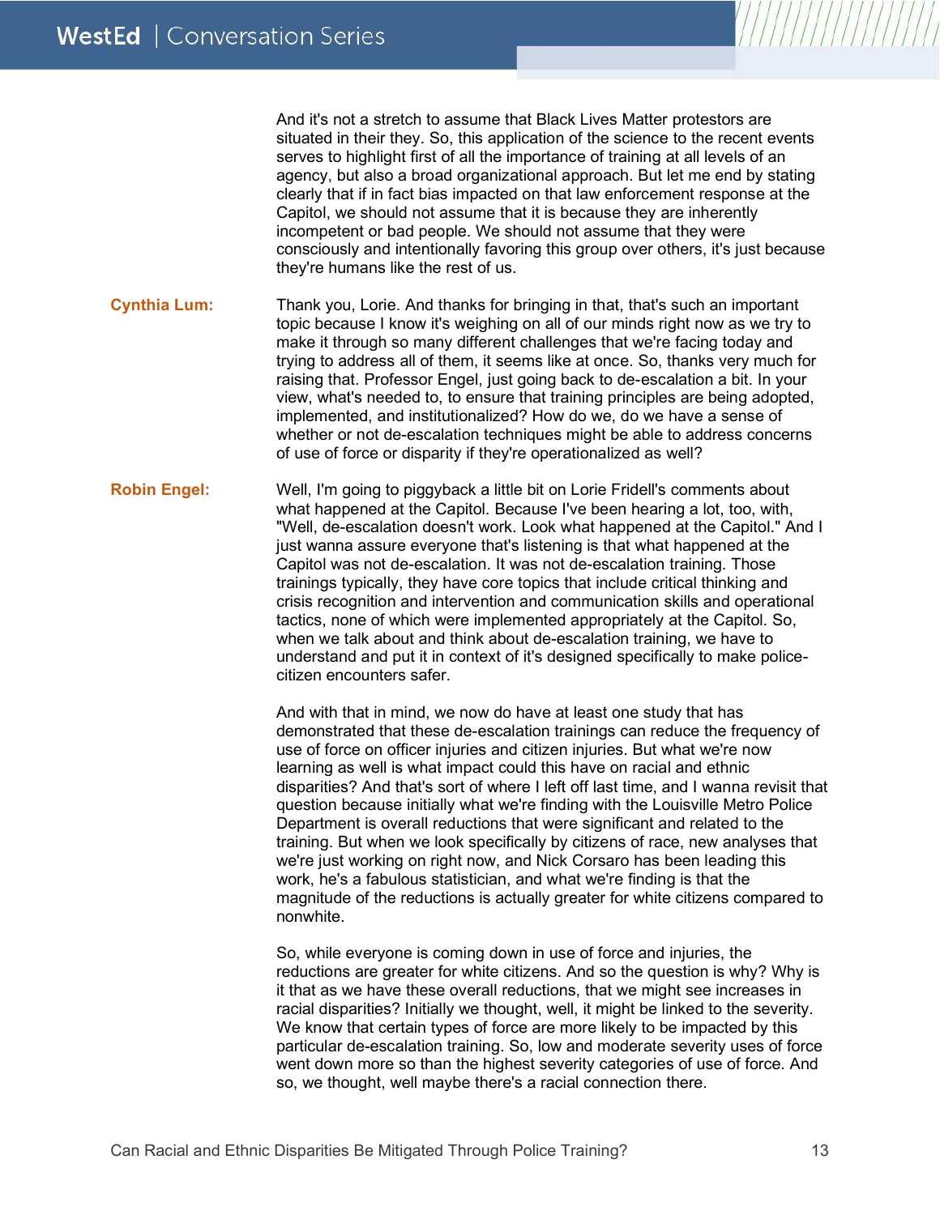And it's not a stretch to assume that Black Lives Matter protestors are situated in their they. So, this application of the science to the recent events serves to highlight first of all the importance of training at all levels of an agency, but also a broad organizational approach. But let me end by stating clearly that if in fact bias impacted on that law enforcement response at the Capitol, we should not assume that it is because they are inherently incompetent or bad people. We should not assume that they were consciously and intentionally favoring this group over others, it's just because they're humans like the rest of us.

**Cynthia Lum:** Thank you, Lorie. And thanks for bringing in that, that's such an important topic because I know it's weighing on all of our minds right now as we try to make it through so many different challenges that we're facing today and trying to address all of them, it seems like at once. So, thanks very much for raising that. Professor Engel, just going back to de-escalation a bit. In your view, what's needed to, to ensure that training principles are being adopted, implemented, and institutionalized? How do we, do we have a sense of whether or not de-escalation techniques might be able to address concerns of use of force or disparity if they're operationalized as well?

**Robin Engel:** Well, I'm going to piggyback a little bit on Lorie Fridell's comments about what happened at the Capitol. Because I've been hearing a lot, too, with, "Well, de-escalation doesn't work. Look what happened at the Capitol." And I just wanna assure everyone that's listening is that what happened at the Capitol was not de-escalation. It was not de-escalation training. Those trainings typically, they have core topics that include critical thinking and crisis recognition and intervention and communication skills and operational tactics, none of which were implemented appropriately at the Capitol. So, when we talk about and think about de-escalation training, we have to understand and put it in context of it's designed specifically to make police-citizen encounters safer.

And with that in mind, we now do have at least one study that has demonstrated that these de-escalation trainings can reduce the frequency of use of force on officer injuries and citizen injuries. But what we're now learning as well is what impact could this have on racial and ethnic disparities? And that's sort of where I left off last time, and I wanna revisit that question because initially what we're finding with the Louisville Metro Police Department is overall reductions that were significant and related to the training. But when we look specifically by citizens of race, new analyses that we're just working on right now, and Nick Corsaro has been leading this work, he's a fabulous statistician, and what we're finding is that the magnitude of the reductions is actually greater for white citizens compared to nonwhite.

So, while everyone is coming down in use of force and injuries, the reductions are greater for white citizens. And so the question is why? Why is it that as we have these overall reductions, that we might see increases in racial disparities? Initially we thought, well, it might be linked to the severity. We know that certain types of force are more likely to be impacted by this particular de-escalation training. So, low and moderate severity uses of force went down more so than the highest severity categories of use of force. And so, we thought, well maybe there's a racial connection there.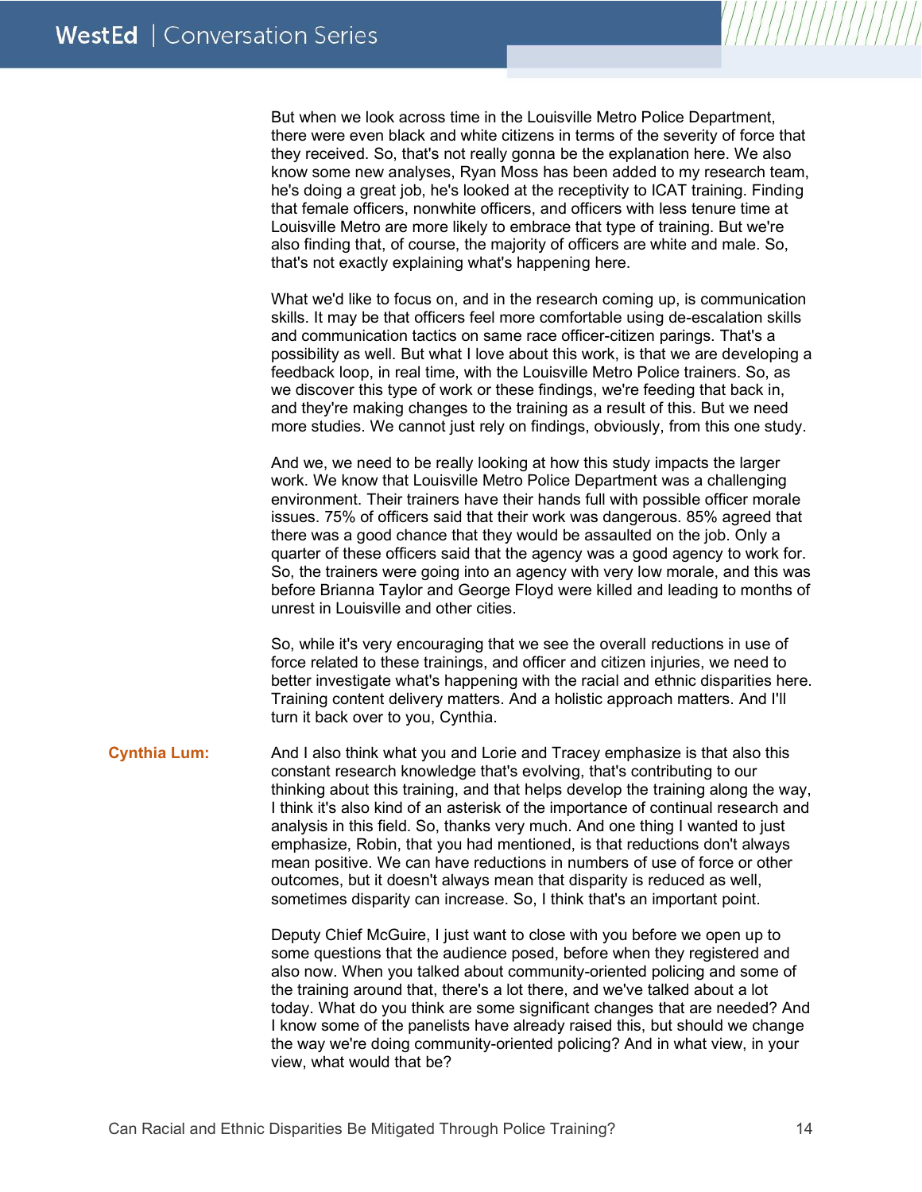But when we look across time in the Louisville Metro Police Department, there were even black and white citizens in terms of the severity of force that they received. So, that's not really gonna be the explanation here. We also know some new analyses, Ryan Moss has been added to my research team, he's doing a great job, he's looked at the receptivity to ICAT training. Finding that female officers, nonwhite officers, and officers with less tenure time at Louisville Metro are more likely to embrace that type of training. But we're also finding that, of course, the majority of officers are white and male. So, that's not exactly explaining what's happening here.

What we'd like to focus on, and in the research coming up, is communication skills. It may be that officers feel more comfortable using de-escalation skills and communication tactics on same race officer-citizen parings. That's a possibility as well. But what I love about this work, is that we are developing a feedback loop, in real time, with the Louisville Metro Police trainers. So, as we discover this type of work or these findings, we're feeding that back in, and they're making changes to the training as a result of this. But we need more studies. We cannot just rely on findings, obviously, from this one study.

And we, we need to be really looking at how this study impacts the larger work. We know that Louisville Metro Police Department was a challenging environment. Their trainers have their hands full with possible officer morale issues. 75% of officers said that their work was dangerous. 85% agreed that there was a good chance that they would be assaulted on the job. Only a quarter of these officers said that the agency was a good agency to work for. So, the trainers were going into an agency with very low morale, and this was before Brianna Taylor and George Floyd were killed and leading to months of unrest in Louisville and other cities.

So, while it's very encouraging that we see the overall reductions in use of force related to these trainings, and officer and citizen injuries, we need to better investigate what's happening with the racial and ethnic disparities here. Training content delivery matters. And a holistic approach matters. And I'll turn it back over to you, Cynthia.

**Cynthia Lum:** And I also think what you and Lorie and Tracey emphasize is that also this constant research knowledge that's evolving, that's contributing to our thinking about this training, and that helps develop the training along the way, I think it's also kind of an asterisk of the importance of continual research and analysis in this field. So, thanks very much. And one thing I wanted to just emphasize, Robin, that you had mentioned, is that reductions don't always mean positive. We can have reductions in numbers of use of force or other outcomes, but it doesn't always mean that disparity is reduced as well, sometimes disparity can increase. So, I think that's an important point.

Deputy Chief McGuire, I just want to close with you before we open up to some questions that the audience posed, before when they registered and also now. When you talked about community-oriented policing and some of the training around that, there's a lot there, and we've talked about a lot today. What do you think are some significant changes that are needed? And I know some of the panelists have already raised this, but should we change the way we're doing community-oriented policing? And in what view, in your view, what would that be?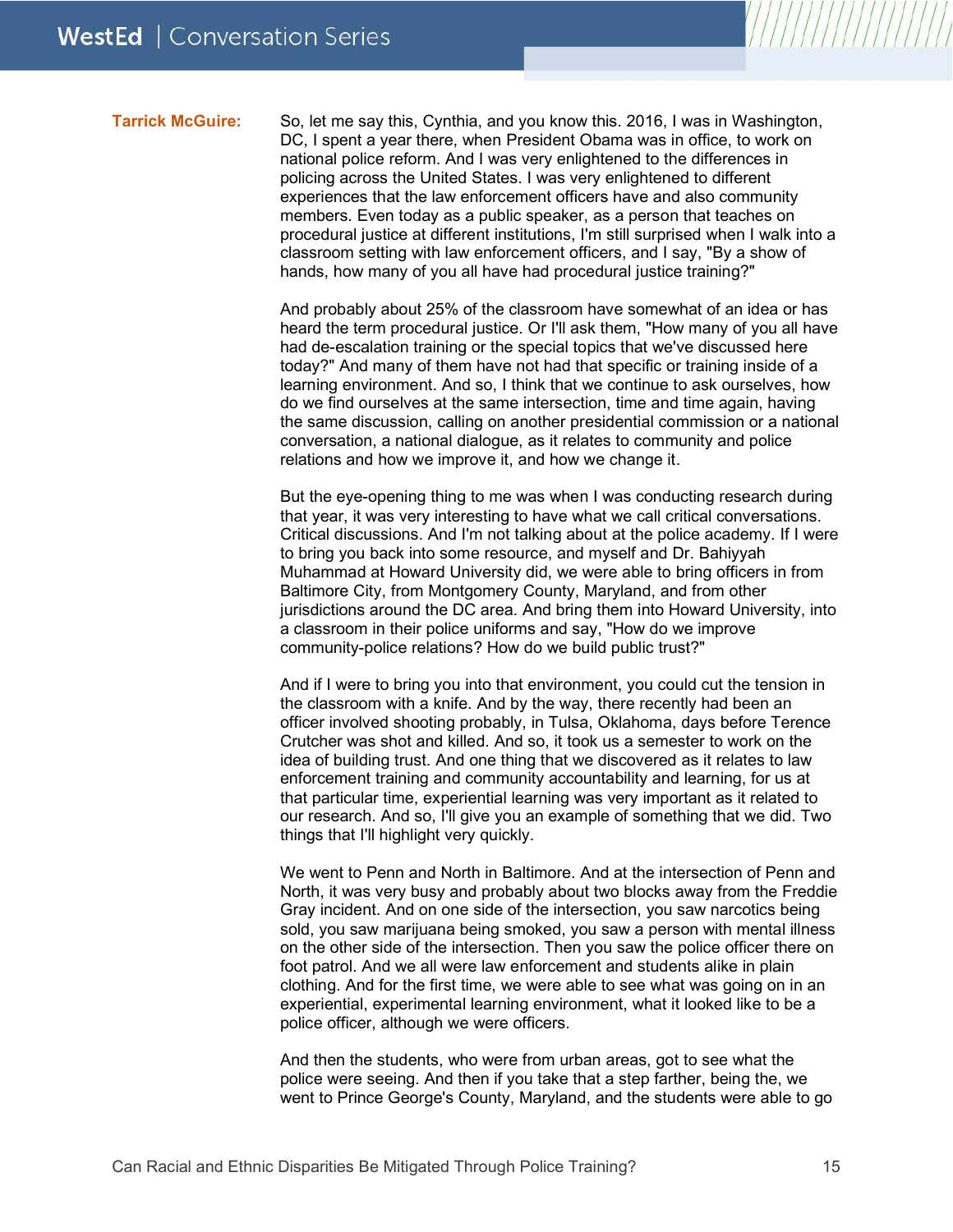**Tarrick McGuire:** So, let me say this, Cynthia, and you know this. 2016, I was in Washington, DC, I spent a year there, when President Obama was in office, to work on national police reform. And I was very enlightened to the differences in policing across the United States. I was very enlightened to different experiences that the law enforcement officers have and also community members. Even today as a public speaker, as a person that teaches on procedural justice at different institutions, I'm still surprised when I walk into a classroom setting with law enforcement officers, and I say, "By a show of hands, how many of you all have had procedural justice training?"

And probably about 25% of the classroom have somewhat of an idea or has heard the term procedural justice. Or I'll ask them, "How many of you all have had de-escalation training or the special topics that we've discussed here today?" And many of them have not had that specific or training inside of a learning environment. And so, I think that we continue to ask ourselves, how do we find ourselves at the same intersection, time and time again, having the same discussion, calling on another presidential commission or a national conversation, a national dialogue, as it relates to community and police relations and how we improve it, and how we change it.

But the eye-opening thing to me was when I was conducting research during that year, it was very interesting to have what we call critical conversations. Critical discussions. And I'm not talking about at the police academy. If I were to bring you back into some resource, and myself and Dr. Bahiyyah Muhammad at Howard University did, we were able to bring officers in from Baltimore City, from Montgomery County, Maryland, and from other jurisdictions around the DC area. And bring them into Howard University, into a classroom in their police uniforms and say, "How do we improve community-police relations? How do we build public trust?"

And if I were to bring you into that environment, you could cut the tension in the classroom with a knife. And by the way, there recently had been an officer involved shooting probably, in Tulsa, Oklahoma, days before Terence Crutcher was shot and killed. And so, it took us a semester to work on the idea of building trust. And one thing that we discovered as it relates to law enforcement training and community accountability and learning, for us at that particular time, experiential learning was very important as it related to our research. And so, I'll give you an example of something that we did. Two things that I'll highlight very quickly.

We went to Penn and North in Baltimore. And at the intersection of Penn and North, it was very busy and probably about two blocks away from the Freddie Gray incident. And on one side of the intersection, you saw narcotics being sold, you saw marijuana being smoked, you saw a person with mental illness on the other side of the intersection. Then you saw the police officer there on foot patrol. And we all were law enforcement and students alike in plain clothing. And for the first time, we were able to see what was going on in an experiential, experimental learning environment, what it looked like to be a police officer, although we were officers.

And then the students, who were from urban areas, got to see what the police were seeing. And then if you take that a step farther, being the, we went to Prince George's County, Maryland, and the students were able to go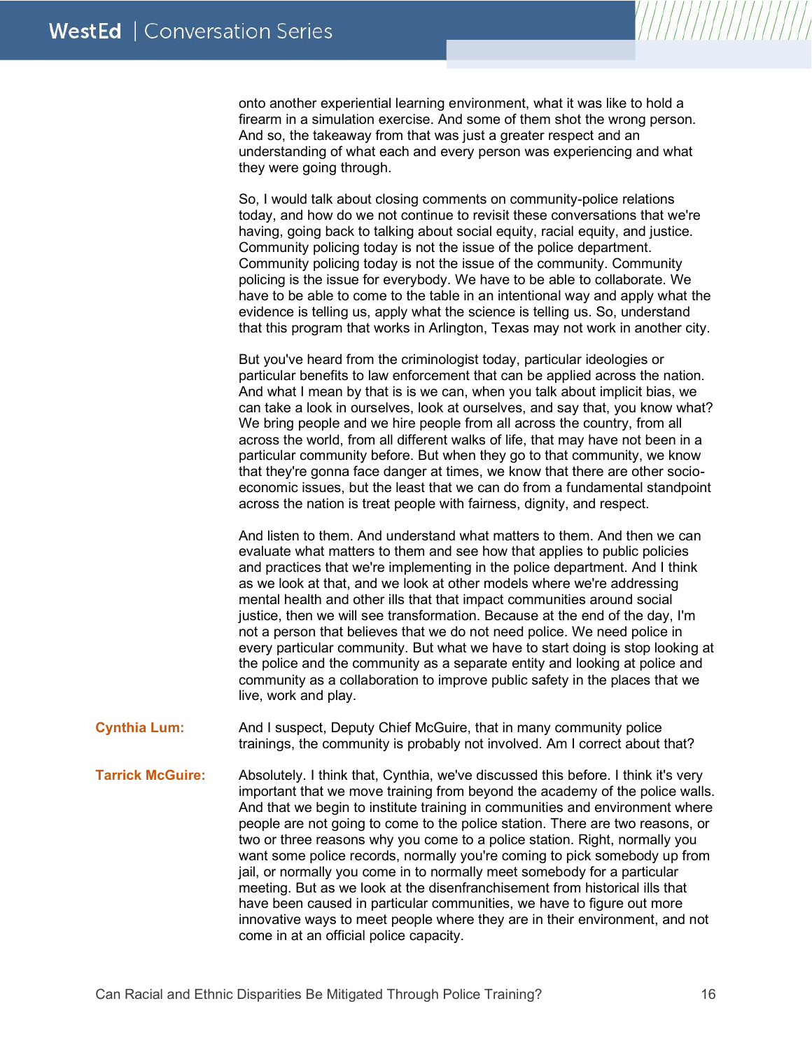onto another experiential learning environment, what it was like to hold a firearm in a simulation exercise. And some of them shot the wrong person. And so, the takeaway from that was just a greater respect and an understanding of what each and every person was experiencing and what they were going through.

So, I would talk about closing comments on community-police relations today, and how do we not continue to revisit these conversations that we're having, going back to talking about social equity, racial equity, and justice. Community policing today is not the issue of the police department. Community policing today is not the issue of the community. Community policing is the issue for everybody. We have to be able to collaborate. We have to be able to come to the table in an intentional way and apply what the evidence is telling us, apply what the science is telling us. So, understand that this program that works in Arlington, Texas may not work in another city.

But you've heard from the criminologist today, particular ideologies or particular benefits to law enforcement that can be applied across the nation. And what I mean by that is is we can, when you talk about implicit bias, we can take a look in ourselves, look at ourselves, and say that, you know what? We bring people and we hire people from all across the country, from all across the world, from all different walks of life, that may have not been in a particular community before. But when they go to that community, we know that they're gonna face danger at times, we know that there are other socio-economic issues, but the least that we can do from a fundamental standpoint across the nation is treat people with fairness, dignity, and respect.

And listen to them. And understand what matters to them. And then we can evaluate what matters to them and see how that applies to public policies and practices that we're implementing in the police department. And I think as we look at that, and we look at other models where we're addressing mental health and other ills that that impact communities around social justice, then we will see transformation. Because at the end of the day, I'm not a person that believes that we do not need police. We need police in every particular community. But what we have to start doing is stop looking at the police and the community as a separate entity and looking at police and community as a collaboration to improve public safety in the places that we live, work and play.

**Cynthia Lum:** And I suspect, Deputy Chief McGuire, that in many community police trainings, the community is probably not involved. Am I correct about that?

**Tarrick McGuire:** Absolutely. I think that, Cynthia, we've discussed this before. I think it's very important that we move training from beyond the academy of the police walls. And that we begin to institute training in communities and environment where people are not going to come to the police station. There are two reasons, or two or three reasons why you come to a police station. Right, normally you want some police records, normally you're coming to pick somebody up from jail, or normally you come in to normally meet somebody for a particular meeting. But as we look at the disenfranchisement from historical ills that have been caused in particular communities, we have to figure out more innovative ways to meet people where they are in their environment, and not come in at an official police capacity.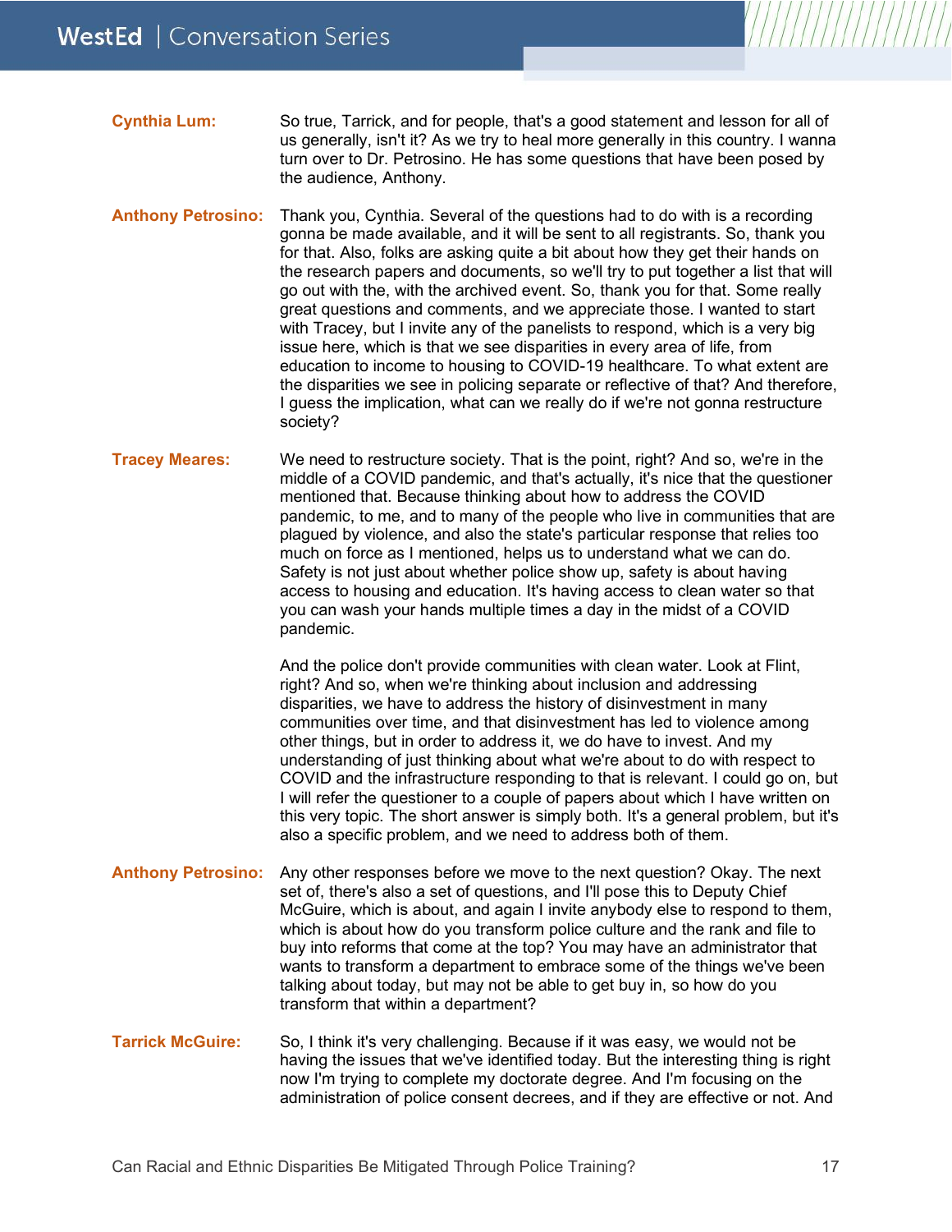**Cynthia Lum:** So true, Tarrick, and for people, that's a good statement and lesson for all of us generally, isn't it? As we try to heal more generally in this country. I wanna turn over to Dr. Petrosino. He has some questions that have been posed by the audience, Anthony.

**Anthony Petrosino:** Thank you, Cynthia. Several of the questions had to do with is a recording gonna be made available, and it will be sent to all registrants. So, thank you for that. Also, folks are asking quite a bit about how they get their hands on the research papers and documents, so we'll try to put together a list that will go out with the, with the archived event. So, thank you for that. Some really great questions and comments, and we appreciate those. I wanted to start with Tracey, but I invite any of the panelists to respond, which is a very big issue here, which is that we see disparities in every area of life, from education to income to housing to COVID-19 healthcare. To what extent are the disparities we see in policing separate or reflective of that? And therefore, I guess the implication, what can we really do if we're not gonna restructure society?

**Tracey Meares:** We need to restructure society. That is the point, right? And so, we're in the middle of a COVID pandemic, and that's actually, it's nice that the questioner mentioned that. Because thinking about how to address the COVID pandemic, to me, and to many of the people who live in communities that are plagued by violence, and also the state's particular response that relies too much on force as I mentioned, helps us to understand what we can do. Safety is not just about whether police show up, safety is about having access to housing and education. It's having access to clean water so that you can wash your hands multiple times a day in the midst of a COVID pandemic.

And the police don't provide communities with clean water. Look at Flint, right? And so, when we're thinking about inclusion and addressing disparities, we have to address the history of disinvestment in many communities over time, and that disinvestment has led to violence among other things, but in order to address it, we do have to invest. And my understanding of just thinking about what we're about to do with respect to COVID and the infrastructure responding to that is relevant. I could go on, but I will refer the questioner to a couple of papers about which I have written on this very topic. The short answer is simply both. It's a general problem, but it's also a specific problem, and we need to address both of them.

**Anthony Petrosino:** Any other responses before we move to the next question? Okay. The next set of, there's also a set of questions, and I'll pose this to Deputy Chief McGuire, which is about, and again I invite anybody else to respond to them, which is about how do you transform police culture and the rank and file to buy into reforms that come at the top? You may have an administrator that wants to transform a department to embrace some of the things we've been talking about today, but may not be able to get buy in, so how do you transform that within a department?

**Tarrick McGuire:** So, I think it's very challenging. Because if it was easy, we would not be having the issues that we've identified today. But the interesting thing is right now I'm trying to complete my doctorate degree. And I'm focusing on the administration of police consent decrees, and if they are effective or not. And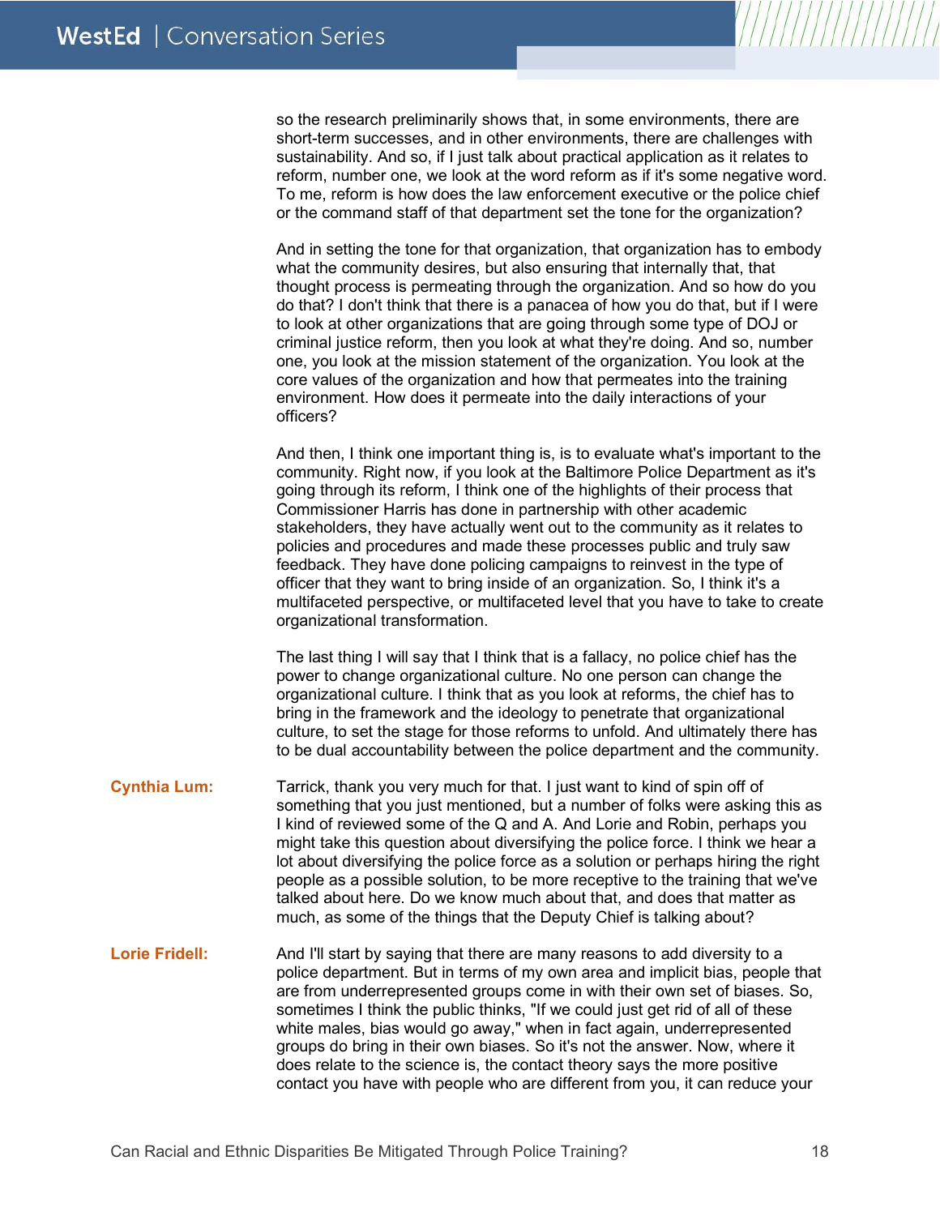so the research preliminarily shows that, in some environments, there are short-term successes, and in other environments, there are challenges with sustainability. And so, if I just talk about practical application as it relates to reform, number one, we look at the word reform as if it's some negative word. To me, reform is how does the law enforcement executive or the police chief or the command staff of that department set the tone for the organization?

And in setting the tone for that organization, that organization has to embody what the community desires, but also ensuring that internally that, that thought process is permeating through the organization. And so how do you do that? I don't think that there is a panacea of how you do that, but if I were to look at other organizations that are going through some type of DOJ or criminal justice reform, then you look at what they're doing. And so, number one, you look at the mission statement of the organization. You look at the core values of the organization and how that permeates into the training environment. How does it permeate into the daily interactions of your officers?

And then, I think one important thing is, is to evaluate what's important to the community. Right now, if you look at the Baltimore Police Department as it's going through its reform, I think one of the highlights of their process that Commissioner Harris has done in partnership with other academic stakeholders, they have actually went out to the community as it relates to policies and procedures and made these processes public and truly saw feedback. They have done policing campaigns to reinvest in the type of officer that they want to bring inside of an organization. So, I think it's a multifaceted perspective, or multifaceted level that you have to take to create organizational transformation.

The last thing I will say that I think that is a fallacy, no police chief has the power to change organizational culture. No one person can change the organizational culture. I think that as you look at reforms, the chief has to bring in the framework and the ideology to penetrate that organizational culture, to set the stage for those reforms to unfold. And ultimately there has to be dual accountability between the police department and the community.

**Cynthia Lum:** Tarrick, thank you very much for that. I just want to kind of spin off of something that you just mentioned, but a number of folks were asking this as I kind of reviewed some of the Q and A. And Lorie and Robin, perhaps you might take this question about diversifying the police force. I think we hear a lot about diversifying the police force as a solution or perhaps hiring the right people as a possible solution, to be more receptive to the training that we've talked about here. Do we know much about that, and does that matter as much, as some of the things that the Deputy Chief is talking about?

**Lorie Fridell:** And I'll start by saying that there are many reasons to add diversity to a police department. But in terms of my own area and implicit bias, people that are from underrepresented groups come in with their own set of biases. So, sometimes I think the public thinks, "If we could just get rid of all of these white males, bias would go away," when in fact again, underrepresented groups do bring in their own biases. So it's not the answer. Now, where it does relate to the science is, the contact theory says the more positive contact you have with people who are different from you, it can reduce your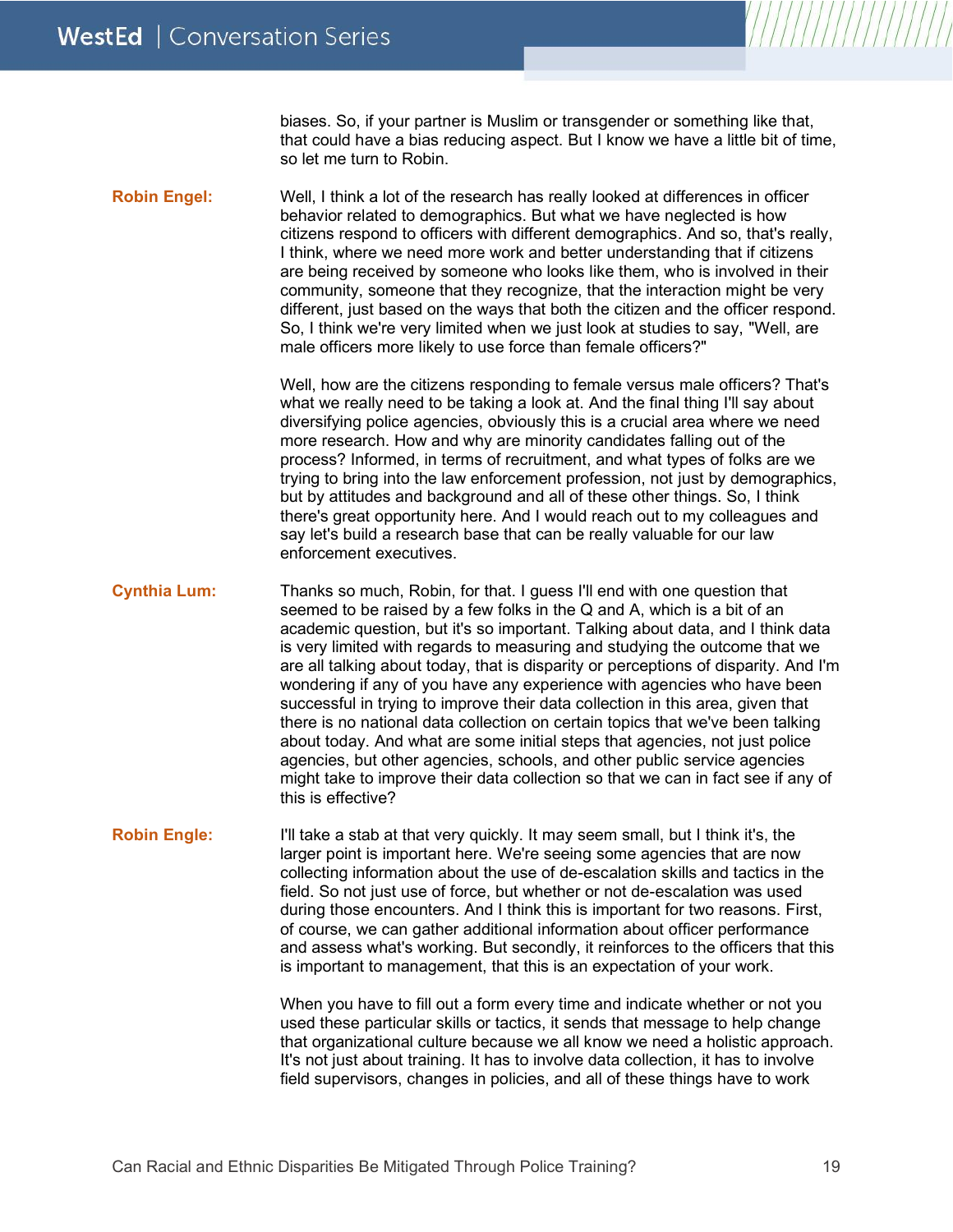biases. So, if your partner is Muslim or transgender or something like that, that could have a bias reducing aspect. But I know we have a little bit of time, so let me turn to Robin.

**Robin Engel:** Well, I think a lot of the research has really looked at differences in officer behavior related to demographics. But what we have neglected is how citizens respond to officers with different demographics. And so, that's really, I think, where we need more work and better understanding that if citizens are being received by someone who looks like them, who is involved in their community, someone that they recognize, that the interaction might be very different, just based on the ways that both the citizen and the officer respond. So, I think we're very limited when we just look at studies to say, "Well, are male officers more likely to use force than female officers?"

Well, how are the citizens responding to female versus male officers? That's what we really need to be taking a look at. And the final thing I'll say about diversifying police agencies, obviously this is a crucial area where we need more research. How and why are minority candidates falling out of the process? Informed, in terms of recruitment, and what types of folks are we trying to bring into the law enforcement profession, not just by demographics, but by attitudes and background and all of these other things. So, I think there's great opportunity here. And I would reach out to my colleagues and say let's build a research base that can be really valuable for our law enforcement executives.

**Cynthia Lum:** Thanks so much, Robin, for that. I guess I'll end with one question that seemed to be raised by a few folks in the Q and A, which is a bit of an academic question, but it's so important. Talking about data, and I think data is very limited with regards to measuring and studying the outcome that we are all talking about today, that is disparity or perceptions of disparity. And I'm wondering if any of you have any experience with agencies who have been successful in trying to improve their data collection in this area, given that there is no national data collection on certain topics that we've been talking about today. And what are some initial steps that agencies, not just police agencies, but other agencies, schools, and other public service agencies might take to improve their data collection so that we can in fact see if any of this is effective?

**Robin Engle:** I'll take a stab at that very quickly. It may seem small, but I think it's, the larger point is important here. We're seeing some agencies that are now collecting information about the use of de-escalation skills and tactics in the field. So not just use of force, but whether or not de-escalation was used during those encounters. And I think this is important for two reasons. First, of course, we can gather additional information about officer performance and assess what's working. But secondly, it reinforces to the officers that this is important to management, that this is an expectation of your work.

When you have to fill out a form every time and indicate whether or not you used these particular skills or tactics, it sends that message to help change that organizational culture because we all know we need a holistic approach. It's not just about training. It has to involve data collection, it has to involve field supervisors, changes in policies, and all of these things have to work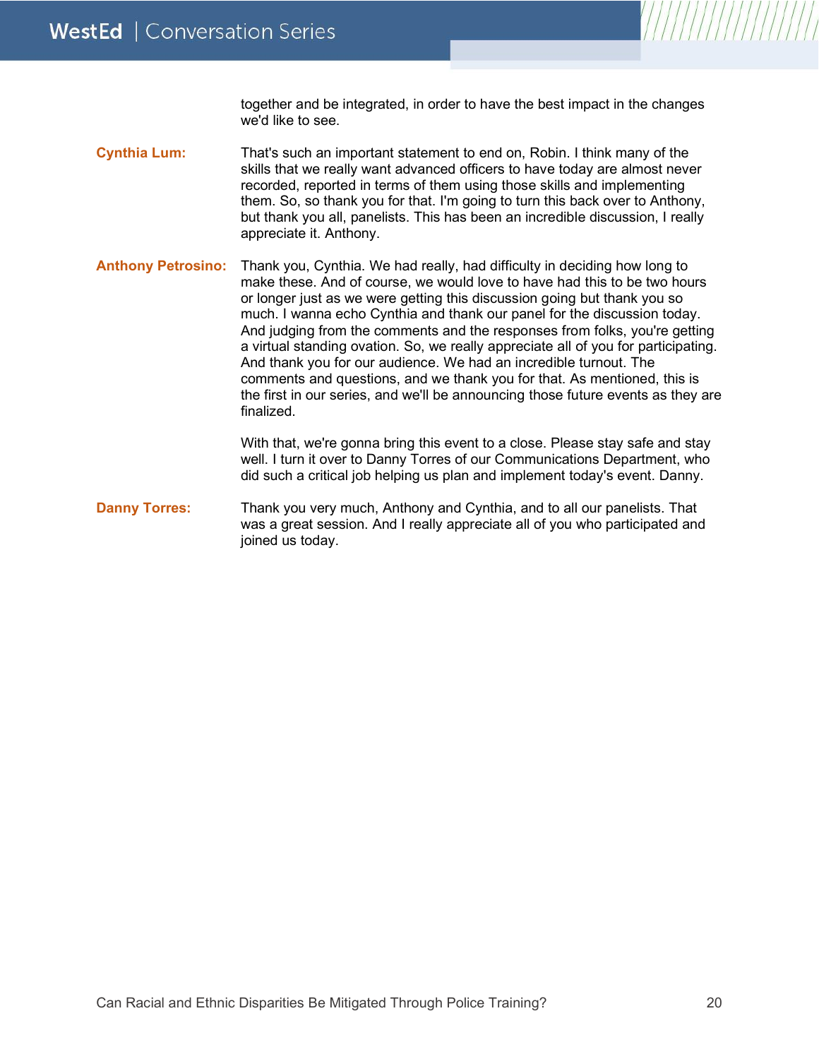together and be integrated, in order to have the best impact in the changes we'd like to see.

**Cynthia Lum:** That's such an important statement to end on, Robin. I think many of the skills that we really want advanced officers to have today are almost never recorded, reported in terms of them using those skills and implementing them. So, so thank you for that. I'm going to turn this back over to Anthony, but thank you all, panelists. This has been an incredible discussion, I really appreciate it. Anthony.

**Anthony Petrosino:** Thank you, Cynthia. We had really, had difficulty in deciding how long to make these. And of course, we would love to have had this to be two hours or longer just as we were getting this discussion going but thank you so much. I wanna echo Cynthia and thank our panel for the discussion today. And judging from the comments and the responses from folks, you're getting a virtual standing ovation. So, we really appreciate all of you for participating. And thank you for our audience. We had an incredible turnout. The comments and questions, and we thank you for that. As mentioned, this is the first in our series, and we'll be announcing those future events as they are finalized.

With that, we're gonna bring this event to a close. Please stay safe and stay well. I turn it over to Danny Torres of our Communications Department, who did such a critical job helping us plan and implement today's event. Danny.

**Danny Torres:** Thank you very much, Anthony and Cynthia, and to all our panelists. That was a great session. And I really appreciate all of you who participated and joined us today.